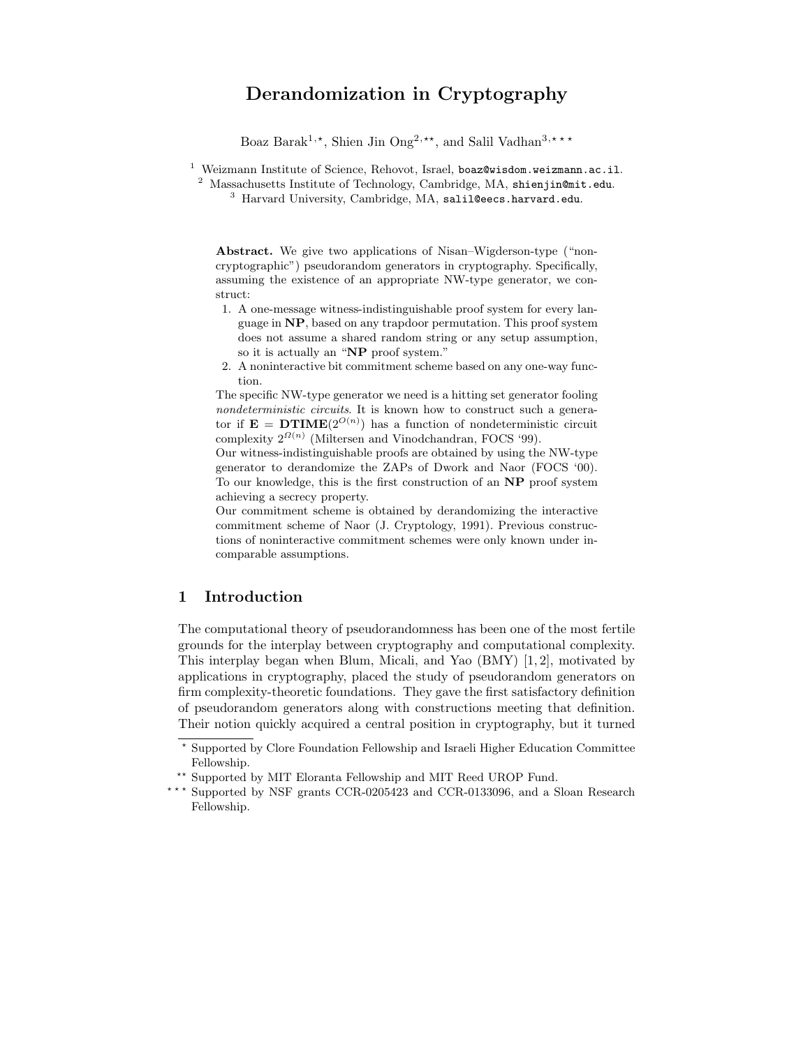# Derandomization in Cryptography

Boaz Barak[1,⋆], Shien Jin Ong[2,⋆⋆], and Salil Vadhan[3,⋆⋆⋆]

[1] Weizmann Institute of Science, Rehovot, Israel, boaz@wisdom.weizmann.ac.il.
[2] Massachusetts Institute of Technology, Cambridge, MA, shienjin@mit.edu.
[3] Harvard University, Cambridge, MA, salil@eecs.harvard.edu.

**Abstract.** We give two applications of Nisan–Wigderson-type ("non-cryptographic") pseudorandom generators in cryptography. Specifically, assuming the existence of an appropriate NW-type generator, we construct:

1. A one-message witness-indistinguishable proof system for every language in **NP**, based on any trapdoor permutation. This proof system does not assume a shared random string or any setup assumption, so it is actually an "**NP** proof system."
2. A noninteractive bit commitment scheme based on any one-way function.

The specific NW-type generator we need is a hitting set generator fooling *nondeterministic circuits*. It is known how to construct such a generator if $\mathbf{E} = \mathbf{DTIME}(2^{O(n)})$ has a function of nondeterministic circuit complexity $2^{\Omega(n)}$ (Miltersen and Vinodchandran, FOCS '99).

Our witness-indistinguishable proofs are obtained by using the NW-type generator to derandomize the ZAPs of Dwork and Naor (FOCS '00). To our knowledge, this is the first construction of an **NP** proof system achieving a secrecy property.

Our commitment scheme is obtained by derandomizing the interactive commitment scheme of Naor (J. Cryptology, 1991). Previous constructions of noninteractive commitment schemes were only known under incomparable assumptions.

## 1 Introduction

The computational theory of pseudorandomness has been one of the most fertile grounds for the interplay between cryptography and computational complexity. This interplay began when Blum, Micali, and Yao (BMY) [1, 2], motivated by applications in cryptography, placed the study of pseudorandom generators on firm complexity-theoretic foundations. They gave the first satisfactory definition of pseudorandom generators along with constructions meeting that definition. Their notion quickly acquired a central position in cryptography, but it turned

⋆ Supported by Clore Foundation Fellowship and Israeli Higher Education Committee Fellowship.

⋆⋆ Supported by MIT Eloranta Fellowship and MIT Reed UROP Fund.

⋆⋆⋆ Supported by NSF grants CCR-0205423 and CCR-0133096, and a Sloan Research Fellowship.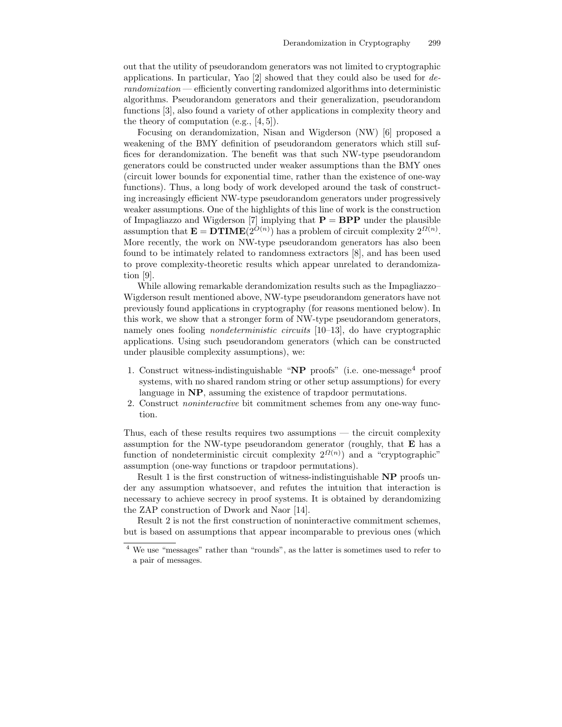out that the utility of pseudorandom generators was not limited to cryptographic applications. In particular, Yao [2] showed that they could also be used for *derandomization* — efficiently converting randomized algorithms into deterministic algorithms. Pseudorandom generators and their generalization, pseudorandom functions [3], also found a variety of other applications in complexity theory and the theory of computation (e.g., [4, 5]).

Focusing on derandomization, Nisan and Wigderson (NW) [6] proposed a weakening of the BMY definition of pseudorandom generators which still suffices for derandomization. The benefit was that such NW-type pseudorandom generators could be constructed under weaker assumptions than the BMY ones (circuit lower bounds for exponential time, rather than the existence of one-way functions). Thus, a long body of work developed around the task of constructing increasingly efficient NW-type pseudorandom generators under progressively weaker assumptions. One of the highlights of this line of work is the construction of Impagliazzo and Wigderson [7] implying that $\mathbf{P} = \mathbf{BPP}$ under the plausible assumption that $\mathbf{E} = \mathbf{DTIME}(2^{O(n)})$ has a problem of circuit complexity $2^{\Omega(n)}$. More recently, the work on NW-type pseudorandom generators has also been found to be intimately related to randomness extractors [8], and has been used to prove complexity-theoretic results which appear unrelated to derandomization [9].

While allowing remarkable derandomization results such as the Impagliazzo–Wigderson result mentioned above, NW-type pseudorandom generators have not previously found applications in cryptography (for reasons mentioned below). In this work, we show that a stronger form of NW-type pseudorandom generators, namely ones fooling *nondeterministic circuits* [10–13], do have cryptographic applications. Using such pseudorandom generators (which can be constructed under plausible complexity assumptions), we:

1. Construct witness-indistinguishable "**NP** proofs" (i.e. one-message[4] proof systems, with no shared random string or other setup assumptions) for every language in **NP**, assuming the existence of trapdoor permutations.
2. Construct *noninteractive* bit commitment schemes from any one-way function.

Thus, each of these results requires two assumptions — the circuit complexity assumption for the NW-type pseudorandom generator (roughly, that **E** has a function of nondeterministic circuit complexity $2^{\Omega(n)}$) and a "cryptographic" assumption (one-way functions or trapdoor permutations).

Result 1 is the first construction of witness-indistinguishable **NP** proofs under any assumption whatsoever, and refutes the intuition that interaction is necessary to achieve secrecy in proof systems. It is obtained by derandomizing the ZAP construction of Dwork and Naor [14].

Result 2 is not the first construction of noninteractive commitment schemes, but is based on assumptions that appear incomparable to previous ones (which

[4] We use "messages" rather than "rounds", as the latter is sometimes used to refer to a pair of messages.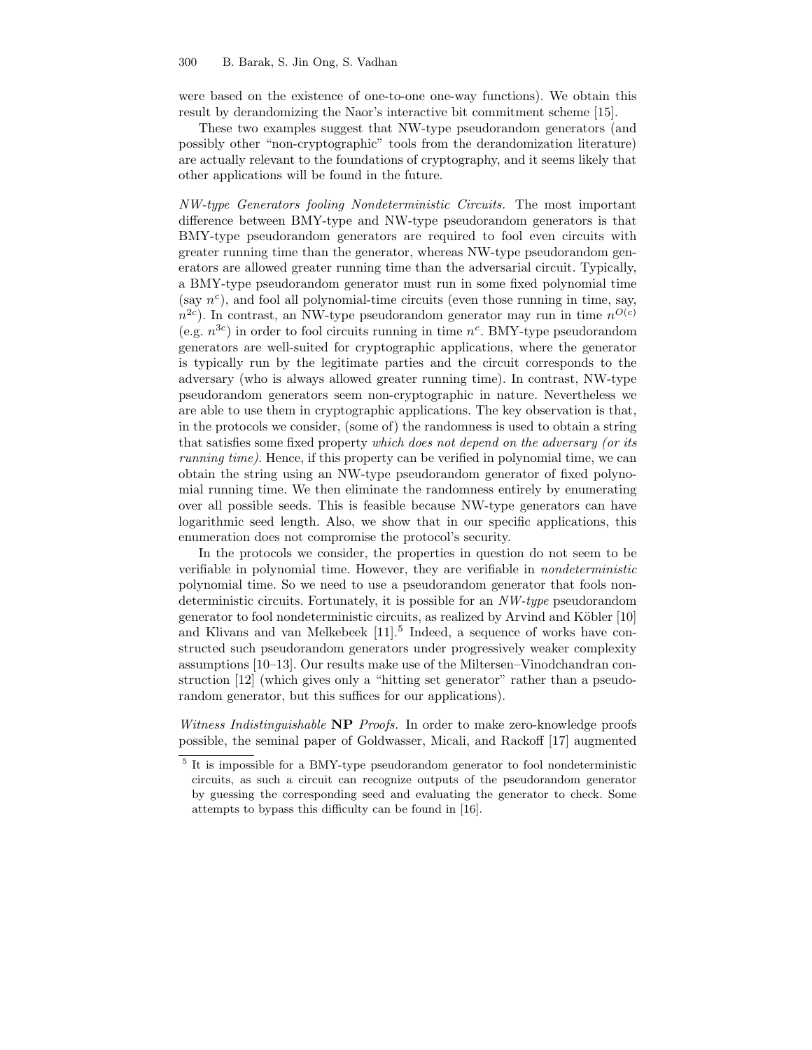were based on the existence of one-to-one one-way functions). We obtain this result by derandomizing the Naor's interactive bit commitment scheme [15].

These two examples suggest that NW-type pseudorandom generators (and possibly other "non-cryptographic" tools from the derandomization literature) are actually relevant to the foundations of cryptography, and it seems likely that other applications will be found in the future.

*NW-type Generators fooling Nondeterministic Circuits.* The most important difference between BMY-type and NW-type pseudorandom generators is that BMY-type pseudorandom generators are required to fool even circuits with greater running time than the generator, whereas NW-type pseudorandom generators are allowed greater running time than the adversarial circuit. Typically, a BMY-type pseudorandom generator must run in some fixed polynomial time (say $n^c$), and fool all polynomial-time circuits (even those running in time, say, $n^{2c}$). In contrast, an NW-type pseudorandom generator may run in time $n^{O(c)}$ (e.g. $n^{3c}$) in order to fool circuits running in time $n^c$. BMY-type pseudorandom generators are well-suited for cryptographic applications, where the generator is typically run by the legitimate parties and the circuit corresponds to the adversary (who is always allowed greater running time). In contrast, NW-type pseudorandom generators seem non-cryptographic in nature. Nevertheless we are able to use them in cryptographic applications. The key observation is that, in the protocols we consider, (some of) the randomness is used to obtain a string that satisfies some fixed property *which does not depend on the adversary (or its running time)*. Hence, if this property can be verified in polynomial time, we can obtain the string using an NW-type pseudorandom generator of fixed polynomial running time. We then eliminate the randomness entirely by enumerating over all possible seeds. This is feasible because NW-type generators can have logarithmic seed length. Also, we show that in our specific applications, this enumeration does not compromise the protocol's security.

In the protocols we consider, the properties in question do not seem to be verifiable in polynomial time. However, they are verifiable in *nondeterministic* polynomial time. So we need to use a pseudorandom generator that fools nondeterministic circuits. Fortunately, it is possible for an *NW-type* pseudorandom generator to fool nondeterministic circuits, as realized by Arvind and Köbler [10] and Klivans and van Melkebeek [11].[5] Indeed, a sequence of works have constructed such pseudorandom generators under progressively weaker complexity assumptions [10–13]. Our results make use of the Miltersen–Vinodchandran construction [12] (which gives only a "hitting set generator" rather than a pseudorandom generator, but this suffices for our applications).

*Witness Indistinguishable* **NP** *Proofs.* In order to make zero-knowledge proofs possible, the seminal paper of Goldwasser, Micali, and Rackoff [17] augmented

[5] It is impossible for a BMY-type pseudorandom generator to fool nondeterministic circuits, as such a circuit can recognize outputs of the pseudorandom generator by guessing the corresponding seed and evaluating the generator to check. Some attempts to bypass this difficulty can be found in [16].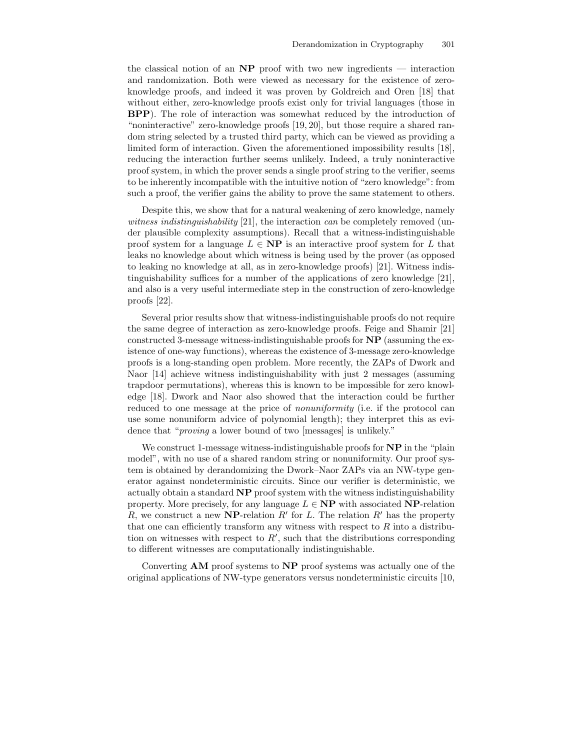the classical notion of an **NP** proof with two new ingredients — interaction and randomization. Both were viewed as necessary for the existence of zero-knowledge proofs, and indeed it was proven by Goldreich and Oren [18] that without either, zero-knowledge proofs exist only for trivial languages (those in **BPP**). The role of interaction was somewhat reduced by the introduction of "noninteractive" zero-knowledge proofs [19, 20], but those require a shared random string selected by a trusted third party, which can be viewed as providing a limited form of interaction. Given the aforementioned impossibility results [18], reducing the interaction further seems unlikely. Indeed, a truly noninteractive proof system, in which the prover sends a single proof string to the verifier, seems to be inherently incompatible with the intuitive notion of "zero knowledge": from such a proof, the verifier gains the ability to prove the same statement to others.

Despite this, we show that for a natural weakening of zero knowledge, namely *witness indistinguishability* [21], the interaction *can* be completely removed (under plausible complexity assumptions). Recall that a witness-indistinguishable proof system for a language $L \in \mathbf{NP}$ is an interactive proof system for $L$ that leaks no knowledge about which witness is being used by the prover (as opposed to leaking no knowledge at all, as in zero-knowledge proofs) [21]. Witness indistinguishability suffices for a number of the applications of zero knowledge [21], and also is a very useful intermediate step in the construction of zero-knowledge proofs [22].

Several prior results show that witness-indistinguishable proofs do not require the same degree of interaction as zero-knowledge proofs. Feige and Shamir [21] constructed 3-message witness-indistinguishable proofs for **NP** (assuming the existence of one-way functions), whereas the existence of 3-message zero-knowledge proofs is a long-standing open problem. More recently, the ZAPs of Dwork and Naor [14] achieve witness indistinguishability with just 2 messages (assuming trapdoor permutations), whereas this is known to be impossible for zero knowledge [18]. Dwork and Naor also showed that the interaction could be further reduced to one message at the price of *nonuniformity* (i.e. if the protocol can use some nonuniform advice of polynomial length); they interpret this as evidence that "*proving* a lower bound of two [messages] is unlikely."

We construct 1-message witness-indistinguishable proofs for **NP** in the "plain model", with no use of a shared random string or nonuniformity. Our proof system is obtained by derandomizing the Dwork–Naor ZAPs via an NW-type generator against nondeterministic circuits. Since our verifier is deterministic, we actually obtain a standard **NP** proof system with the witness indistinguishability property. More precisely, for any language $L \in \mathbf{NP}$ with associated **NP**-relation $R$, we construct a new **NP**-relation $R'$ for $L$. The relation $R'$ has the property that one can efficiently transform any witness with respect to $R$ into a distribution on witnesses with respect to $R'$, such that the distributions corresponding to different witnesses are computationally indistinguishable.

Converting **AM** proof systems to **NP** proof systems was actually one of the original applications of NW-type generators versus nondeterministic circuits [10,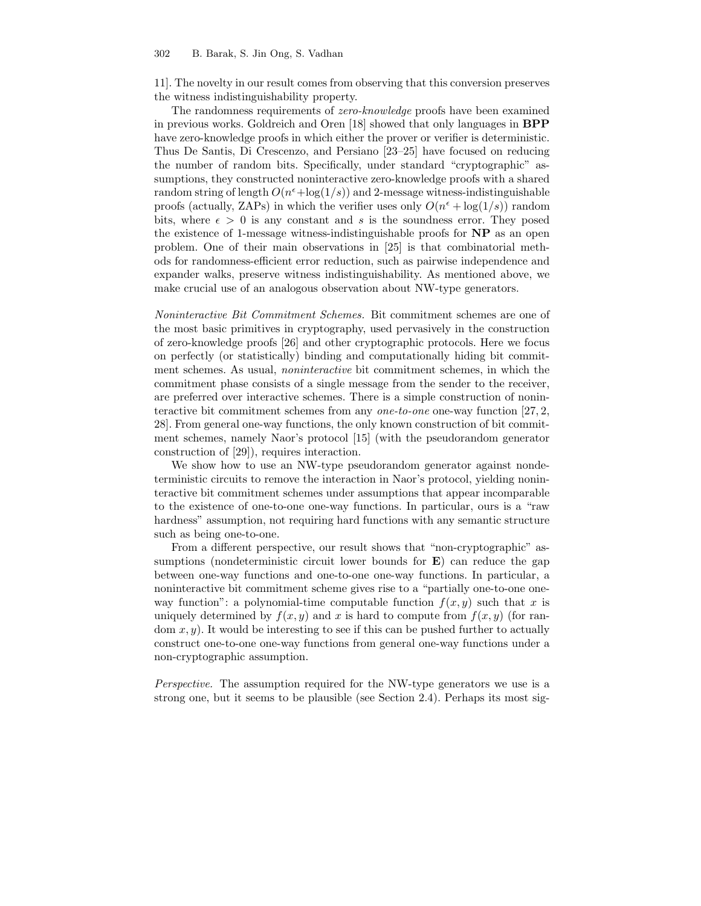11]. The novelty in our result comes from observing that this conversion preserves the witness indistinguishability property.

The randomness requirements of *zero-knowledge* proofs have been examined in previous works. Goldreich and Oren [18] showed that only languages in **BPP** have zero-knowledge proofs in which either the prover or verifier is deterministic. Thus De Santis, Di Crescenzo, and Persiano [23–25] have focused on reducing the number of random bits. Specifically, under standard "cryptographic" assumptions, they constructed noninteractive zero-knowledge proofs with a shared random string of length $O(n^\epsilon + \log(1/s))$ and 2-message witness-indistinguishable proofs (actually, ZAPs) in which the verifier uses only $O(n^\epsilon + \log(1/s))$ random bits, where $\epsilon > 0$ is any constant and $s$ is the soundness error. They posed the existence of 1-message witness-indistinguishable proofs for **NP** as an open problem. One of their main observations in [25] is that combinatorial methods for randomness-efficient error reduction, such as pairwise independence and expander walks, preserve witness indistinguishability. As mentioned above, we make crucial use of an analogous observation about NW-type generators.

*Noninteractive Bit Commitment Schemes.* Bit commitment schemes are one of the most basic primitives in cryptography, used pervasively in the construction of zero-knowledge proofs [26] and other cryptographic protocols. Here we focus on perfectly (or statistically) binding and computationally hiding bit commitment schemes. As usual, *noninteractive* bit commitment schemes, in which the commitment phase consists of a single message from the sender to the receiver, are preferred over interactive schemes. There is a simple construction of noninteractive bit commitment schemes from any *one-to-one* one-way function [27, 2, 28]. From general one-way functions, the only known construction of bit commitment schemes, namely Naor's protocol [15] (with the pseudorandom generator construction of [29]), requires interaction.

We show how to use an NW-type pseudorandom generator against nondeterministic circuits to remove the interaction in Naor's protocol, yielding noninteractive bit commitment schemes under assumptions that appear incomparable to the existence of one-to-one one-way functions. In particular, ours is a "raw hardness" assumption, not requiring hard functions with any semantic structure such as being one-to-one.

From a different perspective, our result shows that "non-cryptographic" assumptions (nondeterministic circuit lower bounds for **E**) can reduce the gap between one-way functions and one-to-one one-way functions. In particular, a noninteractive bit commitment scheme gives rise to a "partially one-to-one one-way function": a polynomial-time computable function $f(x, y)$ such that $x$ is uniquely determined by $f(x, y)$ and $x$ is hard to compute from $f(x, y)$ (for random $x, y$). It would be interesting to see if this can be pushed further to actually construct one-to-one one-way functions from general one-way functions under a non-cryptographic assumption.

*Perspective.* The assumption required for the NW-type generators we use is a strong one, but it seems to be plausible (see Section 2.4). Perhaps its most sig-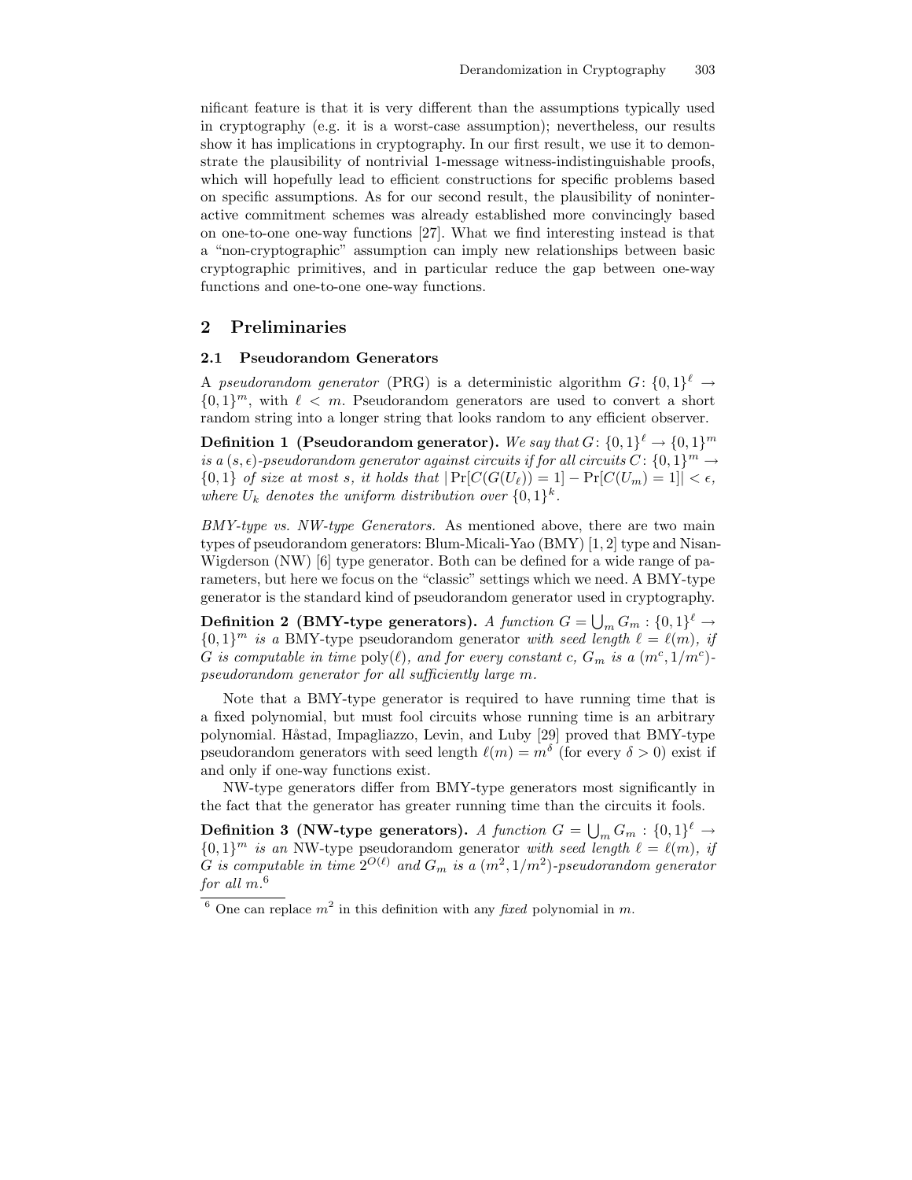nificant feature is that it is very different than the assumptions typically used in cryptography (e.g. it is a worst-case assumption); nevertheless, our results show it has implications in cryptography. In our first result, we use it to demonstrate the plausibility of nontrivial 1-message witness-indistinguishable proofs, which will hopefully lead to efficient constructions for specific problems based on specific assumptions. As for our second result, the plausibility of noninteractive commitment schemes was already established more convincingly based on one-to-one one-way functions [27]. What we find interesting instead is that a "non-cryptographic" assumption can imply new relationships between basic cryptographic primitives, and in particular reduce the gap between one-way functions and one-to-one one-way functions.

## 2 Preliminaries

### 2.1 Pseudorandom Generators

A *pseudorandom generator* (PRG) is a deterministic algorithm $G\colon \{0,1\}^\ell \to \{0,1\}^m$, with $\ell < m$. Pseudorandom generators are used to convert a short random string into a longer string that looks random to any efficient observer.

**Definition 1 (Pseudorandom generator).** *We say that $G\colon \{0,1\}^\ell \to \{0,1\}^m$ is a $(s,\epsilon)$-pseudorandom generator against circuits if for all circuits $C\colon \{0,1\}^m \to \{0,1\}$ of size at most $s$, it holds that $|\Pr[C(G(U_\ell)) = 1] - \Pr[C(U_m) = 1]| < \epsilon$, where $U_k$ denotes the uniform distribution over $\{0,1\}^k$.*

*BMY-type vs. NW-type Generators.* As mentioned above, there are two main types of pseudorandom generators: Blum-Micali-Yao (BMY) [1, 2] type and Nisan-Wigderson (NW) [6] type generator. Both can be defined for a wide range of parameters, but here we focus on the "classic" settings which we need. A BMY-type generator is the standard kind of pseudorandom generator used in cryptography.

**Definition 2 (BMY-type generators).** *A function $G = \bigcup_m G_m : \{0,1\}^\ell \to \{0,1\}^m$ is a* BMY-type pseudorandom generator *with seed length $\ell = \ell(m)$, if $G$ is computable in time $\mathrm{poly}(\ell)$, and for every constant $c$, $G_m$ is a $(m^c, 1/m^c)$-pseudorandom generator for all sufficiently large $m$.*

Note that a BMY-type generator is required to have running time that is a fixed polynomial, but must fool circuits whose running time is an arbitrary polynomial. Håstad, Impagliazzo, Levin, and Luby [29] proved that BMY-type pseudorandom generators with seed length $\ell(m) = m^\delta$ (for every $\delta > 0$) exist if and only if one-way functions exist.

NW-type generators differ from BMY-type generators most significantly in the fact that the generator has greater running time than the circuits it fools.

**Definition 3 (NW-type generators).** *A function $G = \bigcup_m G_m : \{0,1\}^\ell \to \{0,1\}^m$ is an* NW-type pseudorandom generator *with seed length $\ell = \ell(m)$, if $G$ is computable in time $2^{O(\ell)}$ and $G_m$ is a $(m^2, 1/m^2)$-pseudorandom generator for all $m$.*[6]

[6] One can replace $m^2$ in this definition with any *fixed* polynomial in $m$.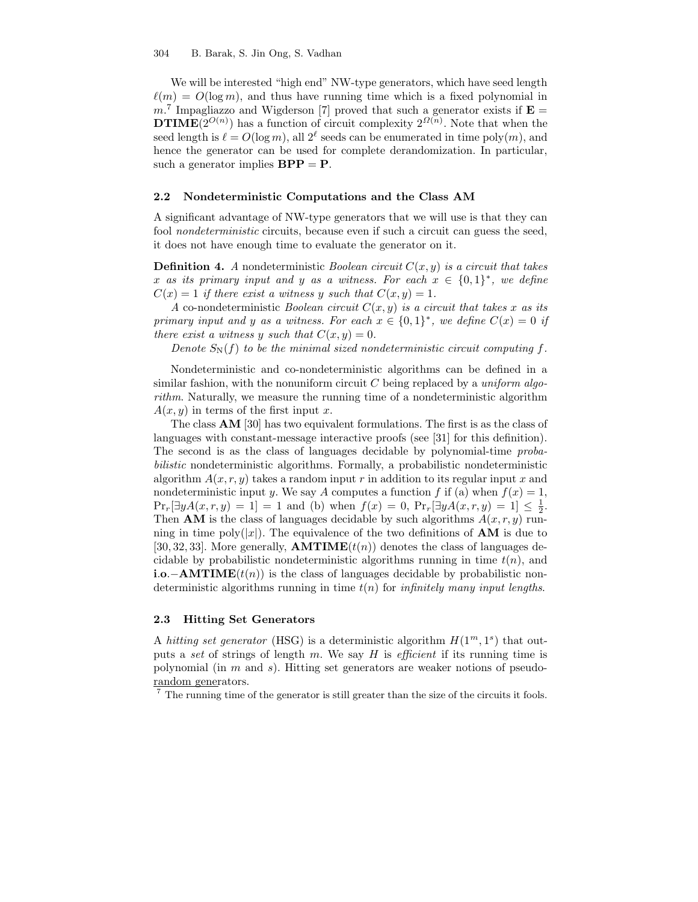We will be interested "high end" NW-type generators, which have seed length $\ell(m) = O(\log m)$, and thus have running time which is a fixed polynomial in $m$.[7] Impagliazzo and Wigderson [7] proved that such a generator exists if $\mathbf{E} = \mathbf{DTIME}(2^{O(n)})$ has a function of circuit complexity $2^{\Omega(n)}$. Note that when the seed length is $\ell = O(\log m)$, all $2^\ell$ seeds can be enumerated in time $\text{poly}(m)$, and hence the generator can be used for complete derandomization. In particular, such a generator implies $\mathbf{BPP} = \mathbf{P}$.

### 2.2 Nondeterministic Computations and the Class AM

A significant advantage of NW-type generators that we will use is that they can fool *nondeterministic* circuits, because even if such a circuit can guess the seed, it does not have enough time to evaluate the generator on it.

**Definition 4.** *A* nondeterministic *Boolean circuit $C(x, y)$ is a circuit that takes $x$ as its primary input and $y$ as a witness. For each $x \in \{0,1\}^*$, we define $C(x) = 1$ if there exist a witness $y$ such that $C(x, y) = 1$.*

*A* co-nondeterministic *Boolean circuit $C(x, y)$ is a circuit that takes $x$ as its primary input and $y$ as a witness. For each $x \in \{0,1\}^*$, we define $C(x) = 0$ if there exist a witness $y$ such that $C(x, y) = 0$.*

*Denote $S_{\mathrm{N}}(f)$ to be the minimal sized nondeterministic circuit computing $f$.*

Nondeterministic and co-nondeterministic algorithms can be defined in a similar fashion, with the nonuniform circuit $C$ being replaced by a *uniform algorithm*. Naturally, we measure the running time of a nondeterministic algorithm $A(x, y)$ in terms of the first input $x$.

The class **AM** [30] has two equivalent formulations. The first is as the class of languages with constant-message interactive proofs (see [31] for this definition). The second is as the class of languages decidable by polynomial-time *probabilistic* nondeterministic algorithms. Formally, a probabilistic nondeterministic algorithm $A(x, r, y)$ takes a random input $r$ in addition to its regular input $x$ and nondeterministic input $y$. We say $A$ computes a function $f$ if (a) when $f(x) = 1$, $\Pr_r[\exists y A(x, r, y) = 1] = 1$ and (b) when $f(x) = 0$, $\Pr_r[\exists y A(x, r, y) = 1] \leq \frac{1}{2}$. Then **AM** is the class of languages decidable by such algorithms $A(x, r, y)$ running in time $\text{poly}(|x|)$. The equivalence of the two definitions of **AM** is due to [30, 32, 33]. More generally, $\mathbf{AMTIME}(t(n))$ denotes the class of languages decidable by probabilistic nondeterministic algorithms running in time $t(n)$, and $\mathbf{i.o.}\!-\!\mathbf{AMTIME}(t(n))$ is the class of languages decidable by probabilistic nondeterministic algorithms running in time $t(n)$ for *infinitely many input lengths*.

### 2.3 Hitting Set Generators

A *hitting set generator* (HSG) is a deterministic algorithm $H(1^m, 1^s)$ that outputs a *set* of strings of length $m$. We say $H$ is *efficient* if its running time is polynomial (in $m$ and $s$). Hitting set generators are weaker notions of pseudorandom generators.

[7] The running time of the generator is still greater than the size of the circuits it fools.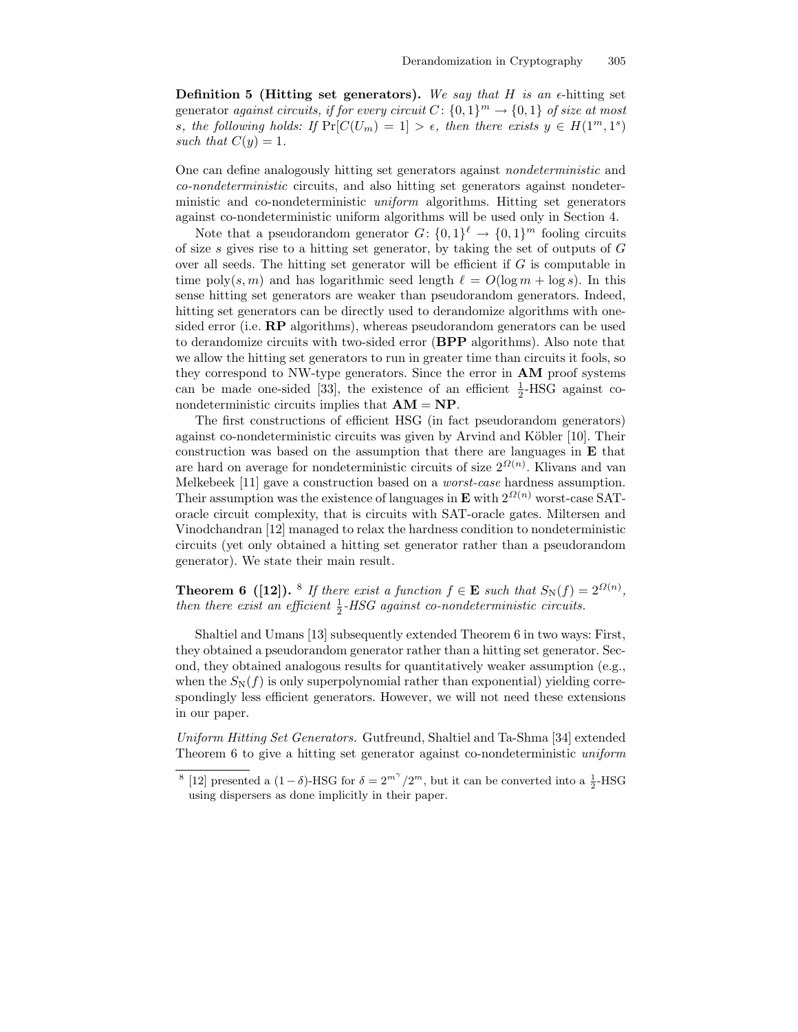**Definition 5 (Hitting set generators).** *We say that $H$ is an $\epsilon$-*hitting set generator *against circuits, if for every circuit $C\colon \{0,1\}^m \to \{0,1\}$ of size at most $s$, the following holds: If $\Pr[C(U_m) = 1] > \epsilon$, then there exists $y \in H(1^m, 1^s)$ such that $C(y) = 1$.*

One can define analogously hitting set generators against *nondeterministic* and *co-nondeterministic* circuits, and also hitting set generators against nondeterministic and co-nondeterministic *uniform* algorithms. Hitting set generators against co-nondeterministic uniform algorithms will be used only in Section 4.

Note that a pseudorandom generator $G\colon \{0,1\}^\ell \to \{0,1\}^m$ fooling circuits of size $s$ gives rise to a hitting set generator, by taking the set of outputs of $G$ over all seeds. The hitting set generator will be efficient if $G$ is computable in time $\mathrm{poly}(s, m)$ and has logarithmic seed length $\ell = O(\log m + \log s)$. In this sense hitting set generators are weaker than pseudorandom generators. Indeed, hitting set generators can be directly used to derandomize algorithms with one-sided error (i.e. **RP** algorithms), whereas pseudorandom generators can be used to derandomize circuits with two-sided error (**BPP** algorithms). Also note that we allow the hitting set generators to run in greater time than circuits it fools, so they correspond to NW-type generators. Since the error in **AM** proof systems can be made one-sided [33], the existence of an efficient $\frac{1}{2}$-HSG against co-nondeterministic circuits implies that $\mathbf{AM} = \mathbf{NP}$.

The first constructions of efficient HSG (in fact pseudorandom generators) against co-nondeterministic circuits was given by Arvind and Köbler [10]. Their construction was based on the assumption that there are languages in $\mathbf{E}$ that are hard on average for nondeterministic circuits of size $2^{\Omega(n)}$. Klivans and van Melkebeek [11] gave a construction based on a *worst-case* hardness assumption. Their assumption was the existence of languages in $\mathbf{E}$ with $2^{\Omega(n)}$ worst-case SAT-oracle circuit complexity, that is circuits with SAT-oracle gates. Miltersen and Vinodchandran [12] managed to relax the hardness condition to nondeterministic circuits (yet only obtained a hitting set generator rather than a pseudorandom generator). We state their main result.

**Theorem 6 ([12]).** [8] *If there exist a function $f \in \mathbf{E}$ such that $S_{\mathrm{N}}(f) = 2^{\Omega(n)}$, then there exist an efficient $\frac{1}{2}$-HSG against co-nondeterministic circuits.*

Shaltiel and Umans [13] subsequently extended Theorem 6 in two ways: First, they obtained a pseudorandom generator rather than a hitting set generator. Second, they obtained analogous results for quantitatively weaker assumption (e.g., when the $S_{\mathrm{N}}(f)$ is only superpolynomial rather than exponential) yielding correspondingly less efficient generators. However, we will not need these extensions in our paper.

*Uniform Hitting Set Generators.* Gutfreund, Shaltiel and Ta-Shma [34] extended Theorem 6 to give a hitting set generator against co-nondeterministic *uniform*

[8] [12] presented a $(1-\delta)$-HSG for $\delta = 2^{m^\gamma}/2^m$, but it can be converted into a $\frac{1}{2}$-HSG using dispersers as done implicitly in their paper.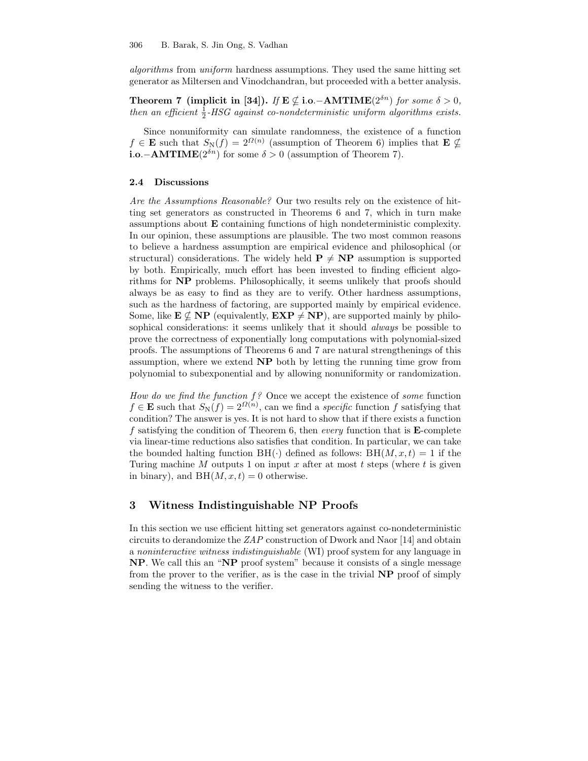*algorithms* from *uniform* hardness assumptions. They used the same hitting set generator as Miltersen and Vinodchandran, but proceeded with a better analysis.

**Theorem 7 (implicit in [34]).** *If* $\mathbf{E} \not\subseteq \mathbf{i.o.}\text{-}\mathbf{AMTIME}(2^{\delta n})$ *for some* $\delta > 0$*, then an efficient* $\frac{1}{2}$*-HSG against co-nondeterministic uniform algorithms exists.*

Since nonuniformity can simulate randomness, the existence of a function $f \in \mathbf{E}$ such that $S_{\mathrm{N}}(f) = 2^{\Omega(n)}$ (assumption of Theorem 6) implies that $\mathbf{E} \not\subseteq \mathbf{i.o.}\text{-}\mathbf{AMTIME}(2^{\delta n})$ for some $\delta > 0$ (assumption of Theorem 7).

### 2.4 Discussions

*Are the Assumptions Reasonable?* Our two results rely on the existence of hitting set generators as constructed in Theorems 6 and 7, which in turn make assumptions about $\mathbf{E}$ containing functions of high nondeterministic complexity. In our opinion, these assumptions are plausible. The two most common reasons to believe a hardness assumption are empirical evidence and philosophical (or structural) considerations. The widely held $\mathbf{P} \neq \mathbf{NP}$ assumption is supported by both. Empirically, much effort has been invested to finding efficient algorithms for $\mathbf{NP}$ problems. Philosophically, it seems unlikely that proofs should always be as easy to find as they are to verify. Other hardness assumptions, such as the hardness of factoring, are supported mainly by empirical evidence. Some, like $\mathbf{E} \not\subseteq \mathbf{NP}$ (equivalently, $\mathbf{EXP} \neq \mathbf{NP}$), are supported mainly by philosophical considerations: it seems unlikely that it should *always* be possible to prove the correctness of exponentially long computations with polynomial-sized proofs. The assumptions of Theorems 6 and 7 are natural strengthenings of this assumption, where we extend $\mathbf{NP}$ both by letting the running time grow from polynomial to subexponential and by allowing nonuniformity or randomization.

*How do we find the function $f$?* Once we accept the existence of *some* function $f \in \mathbf{E}$ such that $S_{\mathrm{N}}(f) = 2^{\Omega(n)}$, can we find a *specific* function $f$ satisfying that condition? The answer is yes. It is not hard to show that if there exists a function $f$ satisfying the condition of Theorem 6, then *every* function that is $\mathbf{E}$-complete via linear-time reductions also satisfies that condition. In particular, we can take the bounded halting function $\mathrm{BH}(\cdot)$ defined as follows: $\mathrm{BH}(M, x, t) = 1$ if the Turing machine $M$ outputs 1 on input $x$ after at most $t$ steps (where $t$ is given in binary), and $\mathrm{BH}(M, x, t) = 0$ otherwise.

## 3 Witness Indistinguishable NP Proofs

In this section we use efficient hitting set generators against co-nondeterministic circuits to derandomize the *ZAP* construction of Dwork and Naor [14] and obtain a *noninteractive witness indistinguishable* (WI) proof system for any language in $\mathbf{NP}$. We call this an "$\mathbf{NP}$ proof system" because it consists of a single message from the prover to the verifier, as is the case in the trivial $\mathbf{NP}$ proof of simply sending the witness to the verifier.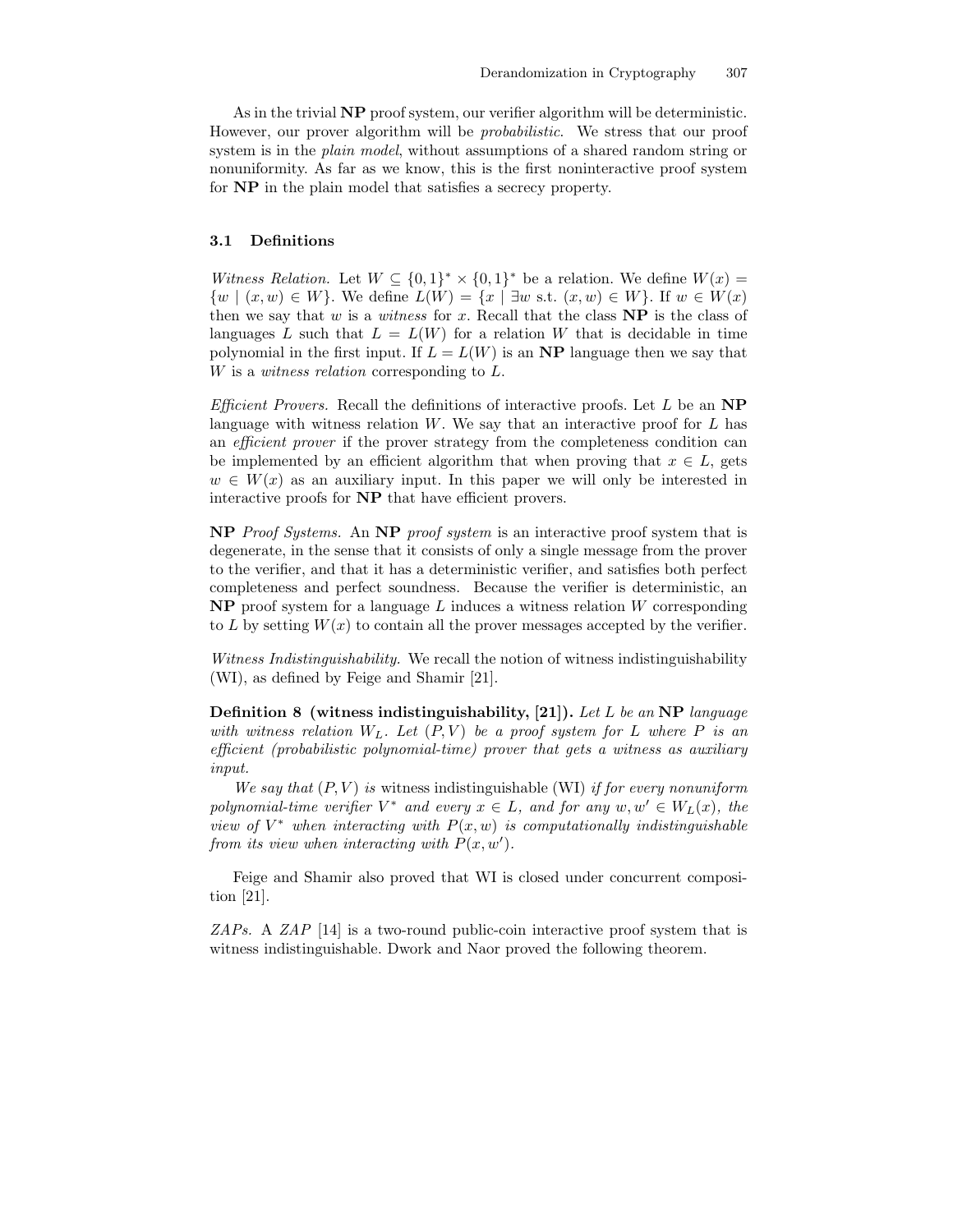As in the trivial **NP** proof system, our verifier algorithm will be deterministic. However, our prover algorithm will be *probabilistic*. We stress that our proof system is in the *plain model*, without assumptions of a shared random string or nonuniformity. As far as we know, this is the first noninteractive proof system for **NP** in the plain model that satisfies a secrecy property.

### 3.1 Definitions

*Witness Relation.* Let $W \subseteq \{0,1\}^* \times \{0,1\}^*$ be a relation. We define $W(x) = \{w \mid (x,w) \in W\}$. We define $L(W) = \{x \mid \exists w \text{ s.t. } (x,w) \in W\}$. If $w \in W(x)$ then we say that $w$ is a *witness* for $x$. Recall that the class **NP** is the class of languages $L$ such that $L = L(W)$ for a relation $W$ that is decidable in time polynomial in the first input. If $L = L(W)$ is an **NP** language then we say that $W$ is a *witness relation* corresponding to $L$.

*Efficient Provers.* Recall the definitions of interactive proofs. Let $L$ be an **NP** language with witness relation $W$. We say that an interactive proof for $L$ has an *efficient prover* if the prover strategy from the completeness condition can be implemented by an efficient algorithm that when proving that $x \in L$, gets $w \in W(x)$ as an auxiliary input. In this paper we will only be interested in interactive proofs for **NP** that have efficient provers.

**NP** *Proof Systems.* An **NP** *proof system* is an interactive proof system that is degenerate, in the sense that it consists of only a single message from the prover to the verifier, and that it has a deterministic verifier, and satisfies both perfect completeness and perfect soundness. Because the verifier is deterministic, an **NP** proof system for a language $L$ induces a witness relation $W$ corresponding to $L$ by setting $W(x)$ to contain all the prover messages accepted by the verifier.

*Witness Indistinguishability.* We recall the notion of witness indistinguishability (WI), as defined by Feige and Shamir [21].

**Definition 8 (witness indistinguishability, [21]).** *Let $L$ be an* **NP** *language with witness relation $W_L$. Let $(P,V)$ be a proof system for $L$ where $P$ is an efficient (probabilistic polynomial-time) prover that gets a witness as auxiliary input.*

*We say that $(P,V)$ is* witness indistinguishable (WI) *if for every nonuniform polynomial-time verifier $V^*$ and every $x \in L$, and for any $w, w' \in W_L(x)$, the view of $V^*$ when interacting with $P(x,w)$ is computationally indistinguishable from its view when interacting with $P(x,w')$.*

Feige and Shamir also proved that WI is closed under concurrent composition [21].

*ZAPs.* A *ZAP* [14] is a two-round public-coin interactive proof system that is witness indistinguishable. Dwork and Naor proved the following theorem.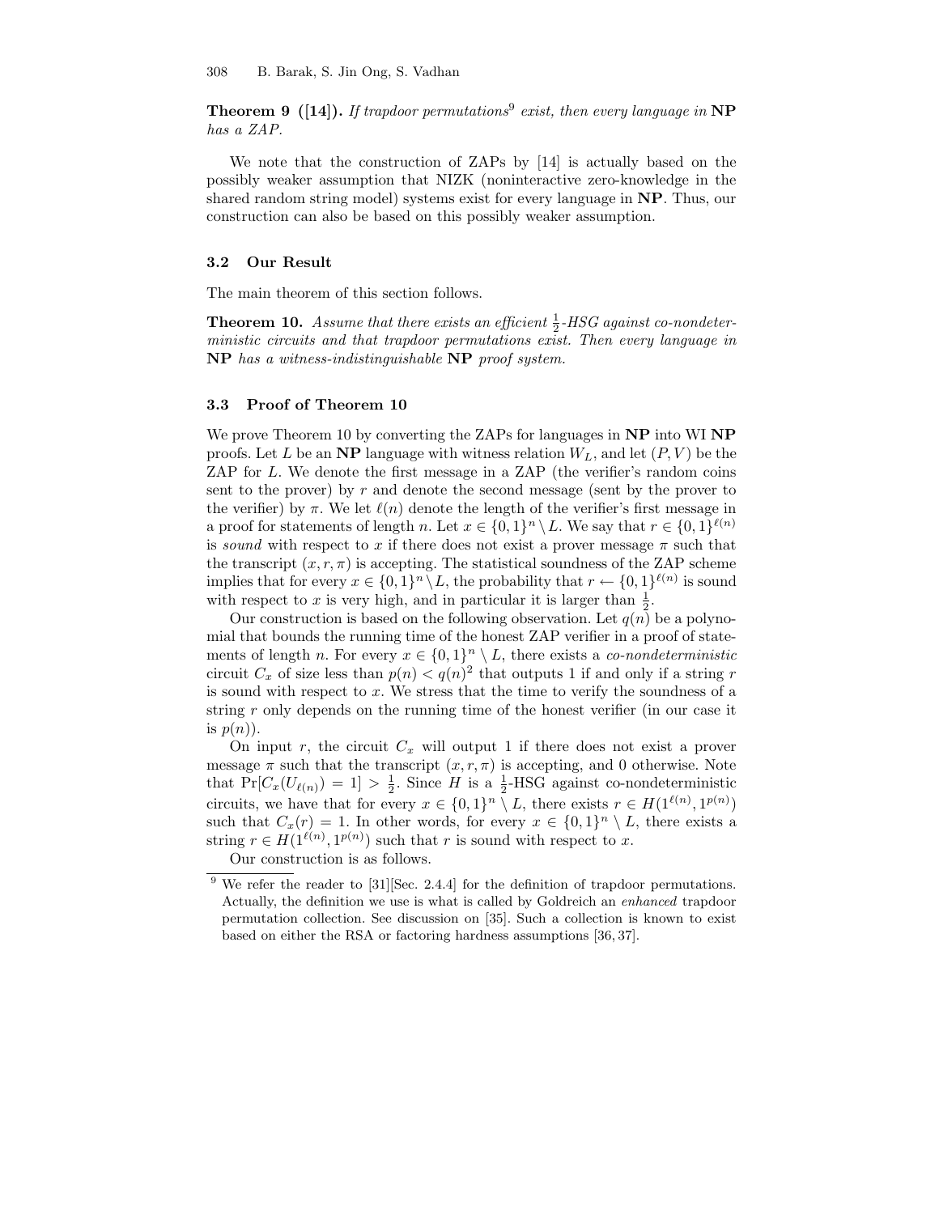**Theorem 9 ([14]).** *If trapdoor permutations*[9] *exist, then every language in* **NP** *has a ZAP.*

We note that the construction of ZAPs by [14] is actually based on the possibly weaker assumption that NIZK (noninteractive zero-knowledge in the shared random string model) systems exist for every language in **NP**. Thus, our construction can also be based on this possibly weaker assumption.

### 3.2 Our Result

The main theorem of this section follows.

**Theorem 10.** *Assume that there exists an efficient $\frac{1}{2}$-HSG against co-nondeterministic circuits and that trapdoor permutations exist. Then every language in* **NP** *has a witness-indistinguishable* **NP** *proof system.*

### 3.3 Proof of Theorem 10

We prove Theorem 10 by converting the ZAPs for languages in **NP** into WI **NP** proofs. Let $L$ be an **NP** language with witness relation $W_L$, and let $(P, V)$ be the ZAP for $L$. We denote the first message in a ZAP (the verifier's random coins sent to the prover) by $r$ and denote the second message (sent by the prover to the verifier) by $\pi$. We let $\ell(n)$ denote the length of the verifier's first message in a proof for statements of length $n$. Let $x \in \{0,1\}^n \setminus L$. We say that $r \in \{0,1\}^{\ell(n)}$ is *sound* with respect to $x$ if there does not exist a prover message $\pi$ such that the transcript $(x, r, \pi)$ is accepting. The statistical soundness of the ZAP scheme implies that for every $x \in \{0,1\}^n \setminus L$, the probability that $r \leftarrow \{0,1\}^{\ell(n)}$ is sound with respect to $x$ is very high, and in particular it is larger than $\frac{1}{2}$.

Our construction is based on the following observation. Let $q(n)$ be a polynomial that bounds the running time of the honest ZAP verifier in a proof of statements of length $n$. For every $x \in \{0,1\}^n \setminus L$, there exists a *co-nondeterministic* circuit $C_x$ of size less than $p(n) < q(n)^2$ that outputs 1 if and only if a string $r$ is sound with respect to $x$. We stress that the time to verify the soundness of a string $r$ only depends on the running time of the honest verifier (in our case it is $p(n)$).

On input $r$, the circuit $C_x$ will output 1 if there does not exist a prover message $\pi$ such that the transcript $(x, r, \pi)$ is accepting, and 0 otherwise. Note that $\Pr[C_x(U_{\ell(n)}) = 1] > \frac{1}{2}$. Since $H$ is a $\frac{1}{2}$-HSG against co-nondeterministic circuits, we have that for every $x \in \{0,1\}^n \setminus L$, there exists $r \in H(1^{\ell(n)}, 1^{p(n)})$ such that $C_x(r) = 1$. In other words, for every $x \in \{0,1\}^n \setminus L$, there exists a string $r \in H(1^{\ell(n)}, 1^{p(n)})$ such that $r$ is sound with respect to $x$.

Our construction is as follows.

---

[9] We refer the reader to [31][Sec. 2.4.4] for the definition of trapdoor permutations. Actually, the definition we use is what is called by Goldreich an *enhanced* trapdoor permutation collection. See discussion on [35]. Such a collection is known to exist based on either the RSA or factoring hardness assumptions [36, 37].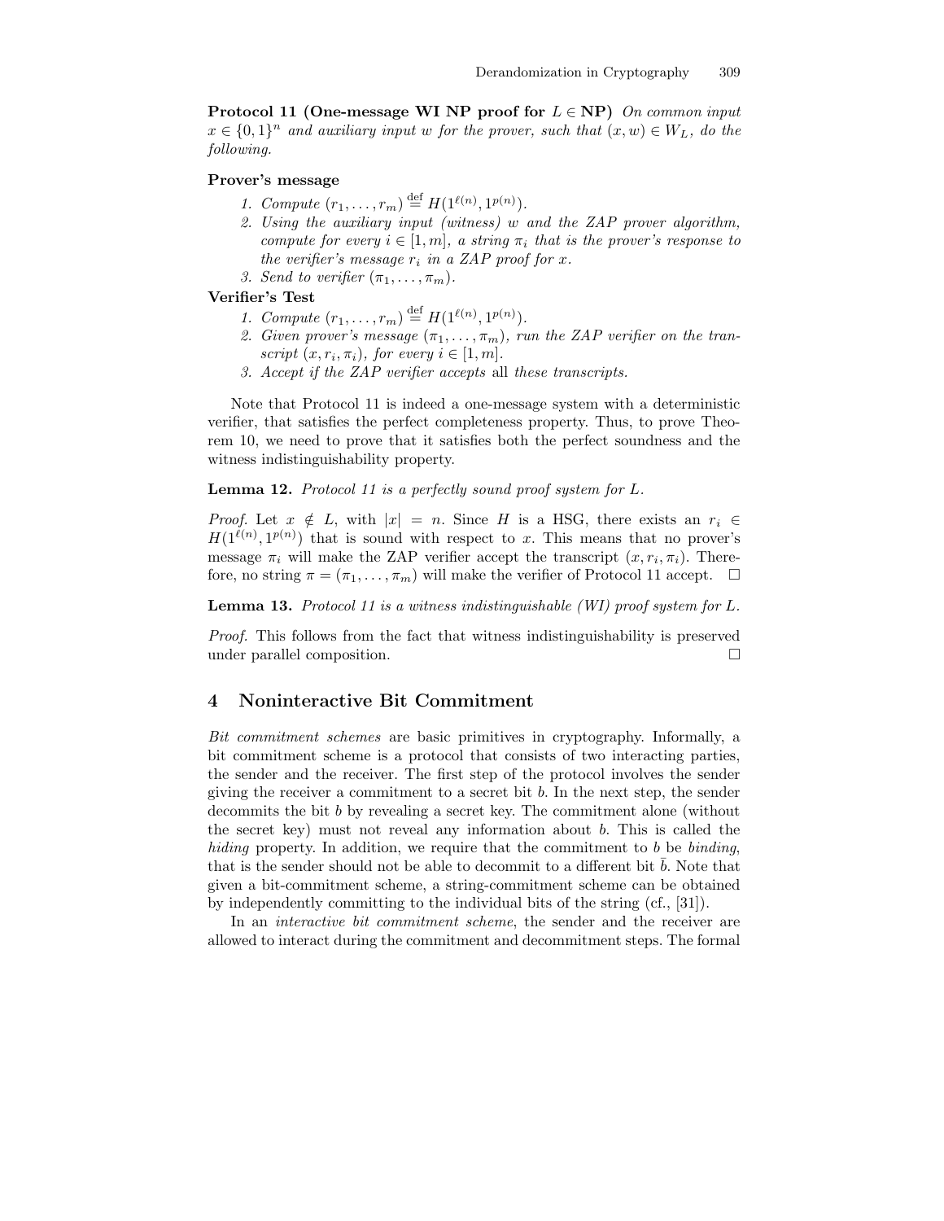**Protocol 11 (One-message WI NP proof for $L \in \mathbf{NP}$)** *On common input $x \in \{0,1\}^n$ and auxiliary input $w$ for the prover, such that $(x,w) \in W_L$, do the following.*

**Prover's message**

1. *Compute $(r_1, \ldots, r_m) \stackrel{\text{def}}{=} H(1^{\ell(n)}, 1^{p(n)})$.*
2. *Using the auxiliary input (witness) $w$ and the ZAP prover algorithm, compute for every $i \in [1,m]$, a string $\pi_i$ that is the prover's response to the verifier's message $r_i$ in a ZAP proof for $x$.*
3. *Send to verifier $(\pi_1, \ldots, \pi_m)$.*

**Verifier's Test**

1. *Compute $(r_1, \ldots, r_m) \stackrel{\text{def}}{=} H(1^{\ell(n)}, 1^{p(n)})$.*
2. *Given prover's message $(\pi_1, \ldots, \pi_m)$, run the ZAP verifier on the transcript $(x, r_i, \pi_i)$, for every $i \in [1,m]$.*
3. *Accept if the ZAP verifier accepts* all *these transcripts.*

Note that Protocol 11 is indeed a one-message system with a deterministic verifier, that satisfies the perfect completeness property. Thus, to prove Theorem 10, we need to prove that it satisfies both the perfect soundness and the witness indistinguishability property.

**Lemma 12.** *Protocol 11 is a perfectly sound proof system for $L$.*

*Proof.* Let $x \notin L$, with $|x| = n$. Since $H$ is a HSG, there exists an $r_i \in H(1^{\ell(n)}, 1^{p(n)})$ that is sound with respect to $x$. This means that no prover's message $\pi_i$ will make the ZAP verifier accept the transcript $(x, r_i, \pi_i)$. Therefore, no string $\pi = (\pi_1, \ldots, \pi_m)$ will make the verifier of Protocol 11 accept. □

**Lemma 13.** *Protocol 11 is a witness indistinguishable (WI) proof system for $L$.*

*Proof.* This follows from the fact that witness indistinguishability is preserved under parallel composition. □

## 4 Noninteractive Bit Commitment

*Bit commitment schemes* are basic primitives in cryptography. Informally, a bit commitment scheme is a protocol that consists of two interacting parties, the sender and the receiver. The first step of the protocol involves the sender giving the receiver a commitment to a secret bit $b$. In the next step, the sender decommits the bit $b$ by revealing a secret key. The commitment alone (without the secret key) must not reveal any information about $b$. This is called the *hiding* property. In addition, we require that the commitment to $b$ be *binding*, that is the sender should not be able to decommit to a different bit $\bar{b}$. Note that given a bit-commitment scheme, a string-commitment scheme can be obtained by independently committing to the individual bits of the string (cf., [31]).

In an *interactive bit commitment scheme*, the sender and the receiver are allowed to interact during the commitment and decommitment steps. The formal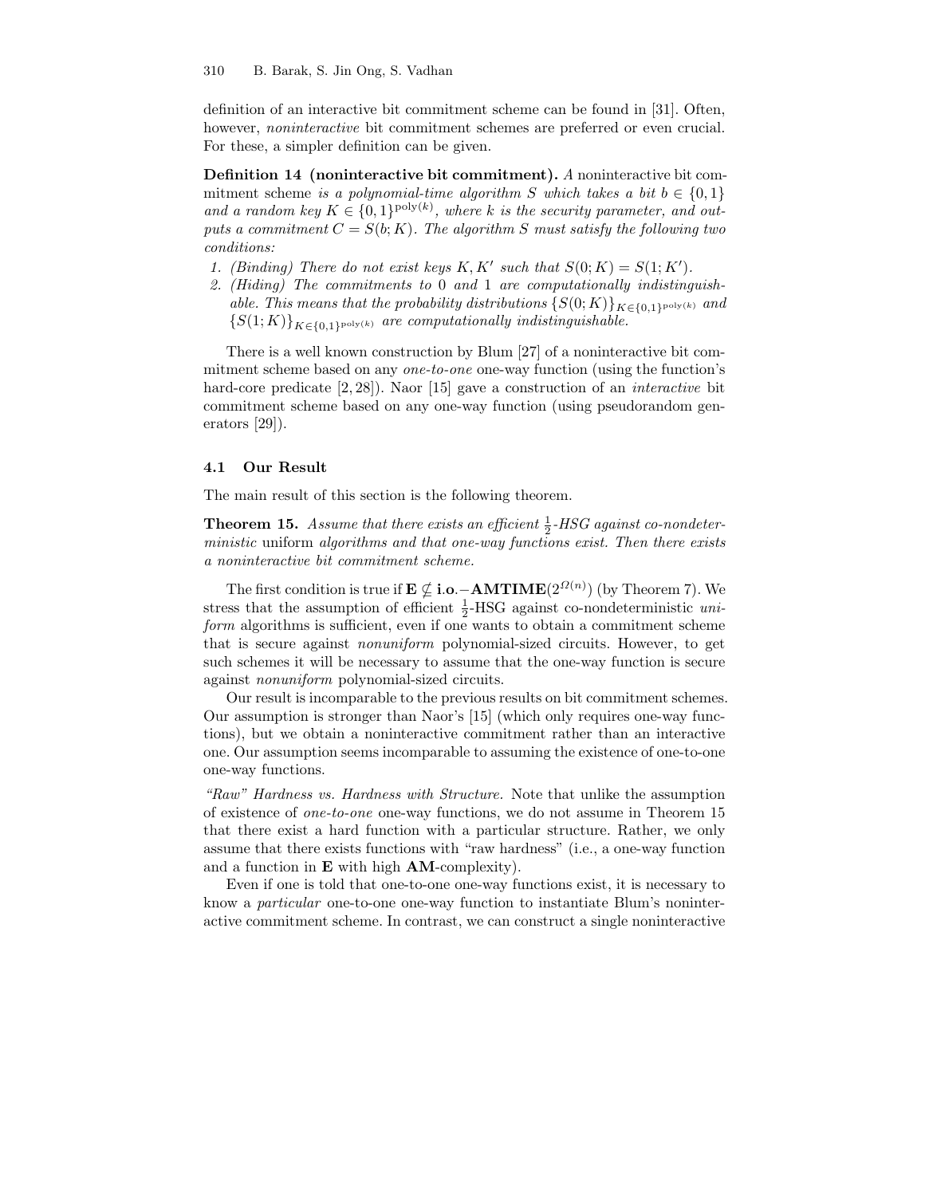definition of an interactive bit commitment scheme can be found in [31]. Often, however, *noninteractive* bit commitment schemes are preferred or even crucial. For these, a simpler definition can be given.

**Definition 14 (noninteractive bit commitment).** *A* noninteractive bit commitment scheme *is a polynomial-time algorithm $S$ which takes a bit $b \in \{0,1\}$ and a random key $K \in \{0,1\}^{\mathrm{poly}(k)}$, where $k$ is the security parameter, and outputs a commitment $C = S(b; K)$. The algorithm $S$ must satisfy the following two conditions:*

1. *(Binding) There do not exist keys $K, K'$ such that $S(0; K) = S(1; K')$.*
2. *(Hiding) The commitments to 0 and 1 are computationally indistinguishable. This means that the probability distributions $\{S(0;K)\}_{K \in \{0,1\}^{\mathrm{poly}(k)}}$ and $\{S(1;K)\}_{K \in \{0,1\}^{\mathrm{poly}(k)}}$ are computationally indistinguishable.*

There is a well known construction by Blum [27] of a noninteractive bit commitment scheme based on any *one-to-one* one-way function (using the function's hard-core predicate [2, 28]). Naor [15] gave a construction of an *interactive* bit commitment scheme based on any one-way function (using pseudorandom generators [29]).

### 4.1 Our Result

The main result of this section is the following theorem.

**Theorem 15.** *Assume that there exists an efficient $\frac{1}{2}$-HSG against co-nondeterministic* uniform *algorithms and that one-way functions exist. Then there exists a noninteractive bit commitment scheme.*

The first condition is true if $\mathbf{E} \not\subseteq \mathbf{i.o.}-\mathbf{AMTIME}(2^{\Omega(n)})$ (by Theorem 7). We stress that the assumption of efficient $\frac{1}{2}$-HSG against co-nondeterministic *uniform* algorithms is sufficient, even if one wants to obtain a commitment scheme that is secure against *nonuniform* polynomial-sized circuits. However, to get such schemes it will be necessary to assume that the one-way function is secure against *nonuniform* polynomial-sized circuits.

Our result is incomparable to the previous results on bit commitment schemes. Our assumption is stronger than Naor's [15] (which only requires one-way functions), but we obtain a noninteractive commitment rather than an interactive one. Our assumption seems incomparable to assuming the existence of one-to-one one-way functions.

*"Raw" Hardness vs. Hardness with Structure.* Note that unlike the assumption of existence of *one-to-one* one-way functions, we do not assume in Theorem 15 that there exist a hard function with a particular structure. Rather, we only assume that there exists functions with "raw hardness" (i.e., a one-way function and a function in $\mathbf{E}$ with high $\mathbf{AM}$-complexity).

Even if one is told that one-to-one one-way functions exist, it is necessary to know a *particular* one-to-one one-way function to instantiate Blum's noninteractive commitment scheme. In contrast, we can construct a single noninteractive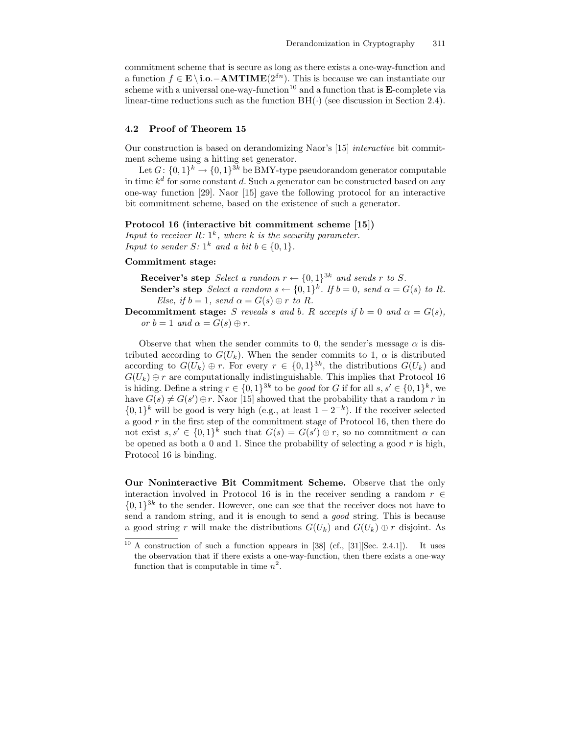commitment scheme that is secure as long as there exists a one-way-function and a function $f \in \mathbf{E} \setminus \mathbf{i.o.}-\mathbf{AMTIME}(2^{\delta n})$. This is because we can instantiate our scheme with a universal one-way-function[10] and a function that is **E**-complete via linear-time reductions such as the function $\mathrm{BH}(\cdot)$ (see discussion in Section 2.4).

### 4.2 Proof of Theorem 15

Our construction is based on derandomizing Naor's [15] *interactive* bit commitment scheme using a hitting set generator.

Let $G\colon \{0,1\}^k \to \{0,1\}^{3k}$ be BMY-type pseudorandom generator computable in time $k^d$ for some constant $d$. Such a generator can be constructed based on any one-way function [29]. Naor [15] gave the following protocol for an interactive bit commitment scheme, based on the existence of such a generator.

**Protocol 16 (interactive bit commitment scheme [15])**
*Input to receiver R: $1^k$, where $k$ is the security parameter.*
*Input to sender S: $1^k$ and a bit $b \in \{0,1\}$.*

**Commitment stage:**

- **Receiver's step** *Select a random $r \leftarrow \{0,1\}^{3k}$ and sends $r$ to $S$.*
- **Sender's step** *Select a random $s \leftarrow \{0,1\}^k$. If $b = 0$, send $\alpha = G(s)$ to $R$. Else, if $b = 1$, send $\alpha = G(s) \oplus r$ to $R$.*

**Decommitment stage:** *S reveals $s$ and $b$. R accepts if $b = 0$ and $\alpha = G(s)$, or $b = 1$ and $\alpha = G(s) \oplus r$.*

Observe that when the sender commits to 0, the sender's message $\alpha$ is distributed according to $G(U_k)$. When the sender commits to 1, $\alpha$ is distributed according to $G(U_k) \oplus r$. For every $r \in \{0,1\}^{3k}$, the distributions $G(U_k)$ and $G(U_k) \oplus r$ are computationally indistinguishable. This implies that Protocol 16 is hiding. Define a string $r \in \{0,1\}^{3k}$ to be *good* for $G$ if for all $s, s' \in \{0,1\}^k$, we have $G(s) \neq G(s') \oplus r$. Naor [15] showed that the probability that a random $r$ in $\{0,1\}^k$ will be good is very high (e.g., at least $1 - 2^{-k}$). If the receiver selected a good $r$ in the first step of the commitment stage of Protocol 16, then there do not exist $s, s' \in \{0,1\}^k$ such that $G(s) = G(s') \oplus r$, so no commitment $\alpha$ can be opened as both a 0 and 1. Since the probability of selecting a good $r$ is high, Protocol 16 is binding.

**Our Noninteractive Bit Commitment Scheme.** Observe that the only interaction involved in Protocol 16 is in the receiver sending a random $r \in \{0,1\}^{3k}$ to the sender. However, one can see that the receiver does not have to send a random string, and it is enough to send a *good* string. This is because a good string $r$ will make the distributions $G(U_k)$ and $G(U_k) \oplus r$ disjoint. As

[10] A construction of such a function appears in [38] (cf., [31][Sec. 2.4.1]). It uses the observation that if there exists a one-way-function, then there exists a one-way function that is computable in time $n^2$.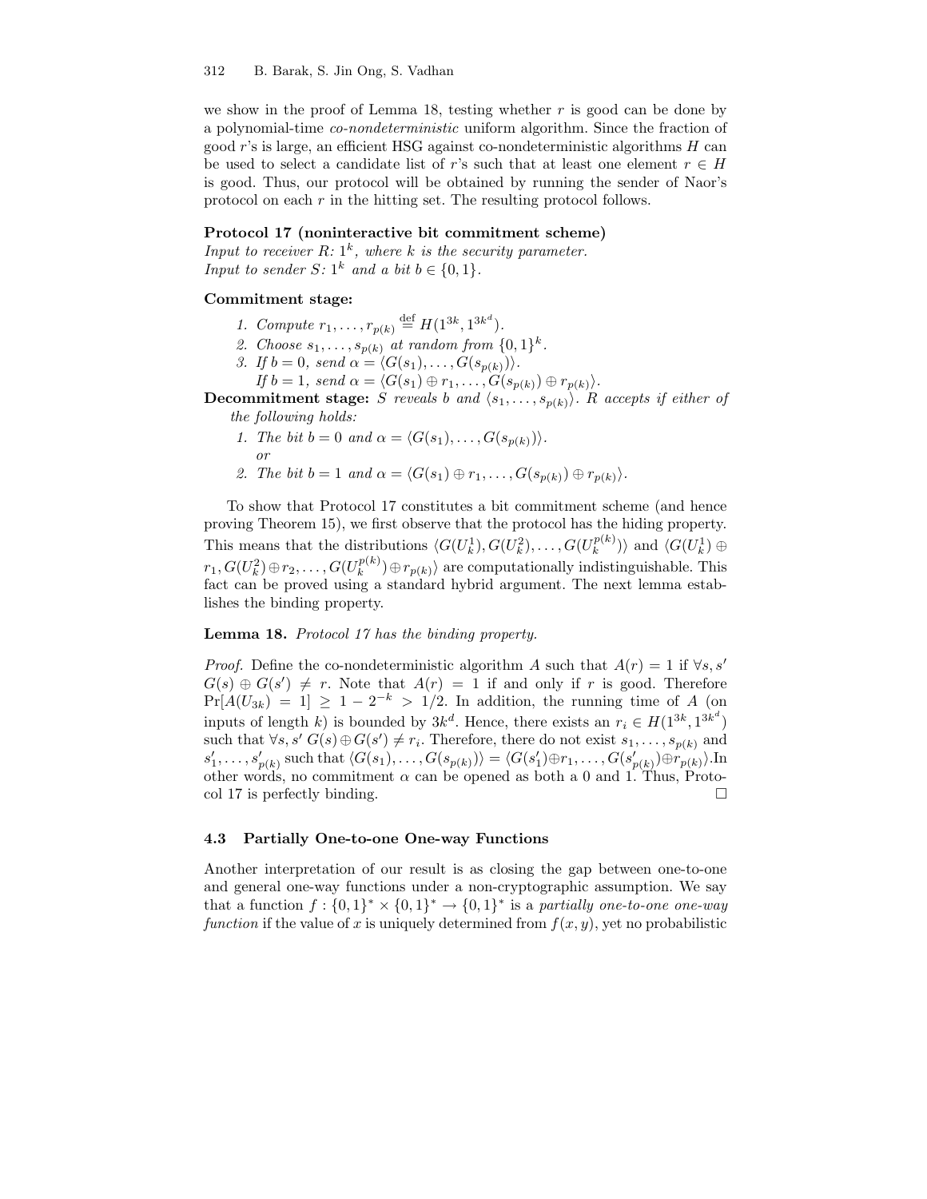we show in the proof of Lemma 18, testing whether $r$ is good can be done by a polynomial-time *co-nondeterministic* uniform algorithm. Since the fraction of good $r$'s is large, an efficient HSG against co-nondeterministic algorithms $H$ can be used to select a candidate list of $r$'s such that at least one element $r \in H$ is good. Thus, our protocol will be obtained by running the sender of Naor's protocol on each $r$ in the hitting set. The resulting protocol follows.

**Protocol 17 (noninteractive bit commitment scheme)**
*Input to receiver R:* $1^k$*, where* $k$ *is the security parameter.*
*Input to sender S:* $1^k$ *and a bit* $b \in \{0, 1\}$*.*

**Commitment stage:**

1. *Compute* $r_1, \dots, r_{p(k)} \stackrel{\text{def}}{=} H(1^{3k}, 1^{3k^d})$*.*
2. *Choose* $s_1, \dots, s_{p(k)}$ *at random from* $\{0, 1\}^k$*.*
3. *If* $b = 0$*, send* $\alpha = \langle G(s_1), \dots, G(s_{p(k)})\rangle$*.*
   *If* $b = 1$*, send* $\alpha = \langle G(s_1) \oplus r_1, \dots, G(s_{p(k)}) \oplus r_{p(k)}\rangle$*.*

**Decommitment stage:** *S reveals* $b$ *and* $\langle s_1, \dots, s_{p(k)}\rangle$*. R accepts if either of the following holds:*

1. *The bit* $b = 0$ *and* $\alpha = \langle G(s_1), \dots, G(s_{p(k)})\rangle$*.*
   *or*
2. *The bit* $b = 1$ *and* $\alpha = \langle G(s_1) \oplus r_1, \dots, G(s_{p(k)}) \oplus r_{p(k)}\rangle$*.*

To show that Protocol 17 constitutes a bit commitment scheme (and hence proving Theorem 15), we first observe that the protocol has the hiding property. This means that the distributions $\langle G(U_k^1), G(U_k^2), \dots, G(U_k^{p(k)})\rangle$ and $\langle G(U_k^1) \oplus r_1, G(U_k^2) \oplus r_2, \dots, G(U_k^{p(k)}) \oplus r_{p(k)}\rangle$ are computationally indistinguishable. This fact can be proved using a standard hybrid argument. The next lemma establishes the binding property.

**Lemma 18.** *Protocol 17 has the binding property.*

*Proof.* Define the co-nondeterministic algorithm $A$ such that $A(r) = 1$ if $\forall s, s'$ $G(s) \oplus G(s') \neq r$. Note that $A(r) = 1$ if and only if $r$ is good. Therefore $\Pr[A(U_{3k}) = 1] \geq 1 - 2^{-k} > 1/2$. In addition, the running time of $A$ (on inputs of length $k$) is bounded by $3k^d$. Hence, there exists an $r_i \in H(1^{3k}, 1^{3k^d})$ such that $\forall s, s'$ $G(s) \oplus G(s') \neq r_i$. Therefore, there do not exist $s_1, \dots, s_{p(k)}$ and $s'_1, \dots, s'_{p(k)}$ such that $\langle G(s_1), \dots, G(s_{p(k)})\rangle = \langle G(s'_1) \oplus r_1, \dots, G(s'_{p(k)}) \oplus r_{p(k)}\rangle$. In other words, no commitment $\alpha$ can be opened as both a 0 and 1. Thus, Protocol 17 is perfectly binding. □

### 4.3 Partially One-to-one One-way Functions

Another interpretation of our result is as closing the gap between one-to-one and general one-way functions under a non-cryptographic assumption. We say that a function $f : \{0, 1\}^* \times \{0, 1\}^* \to \{0, 1\}^*$ is a *partially one-to-one one-way function* if the value of $x$ is uniquely determined from $f(x, y)$, yet no probabilistic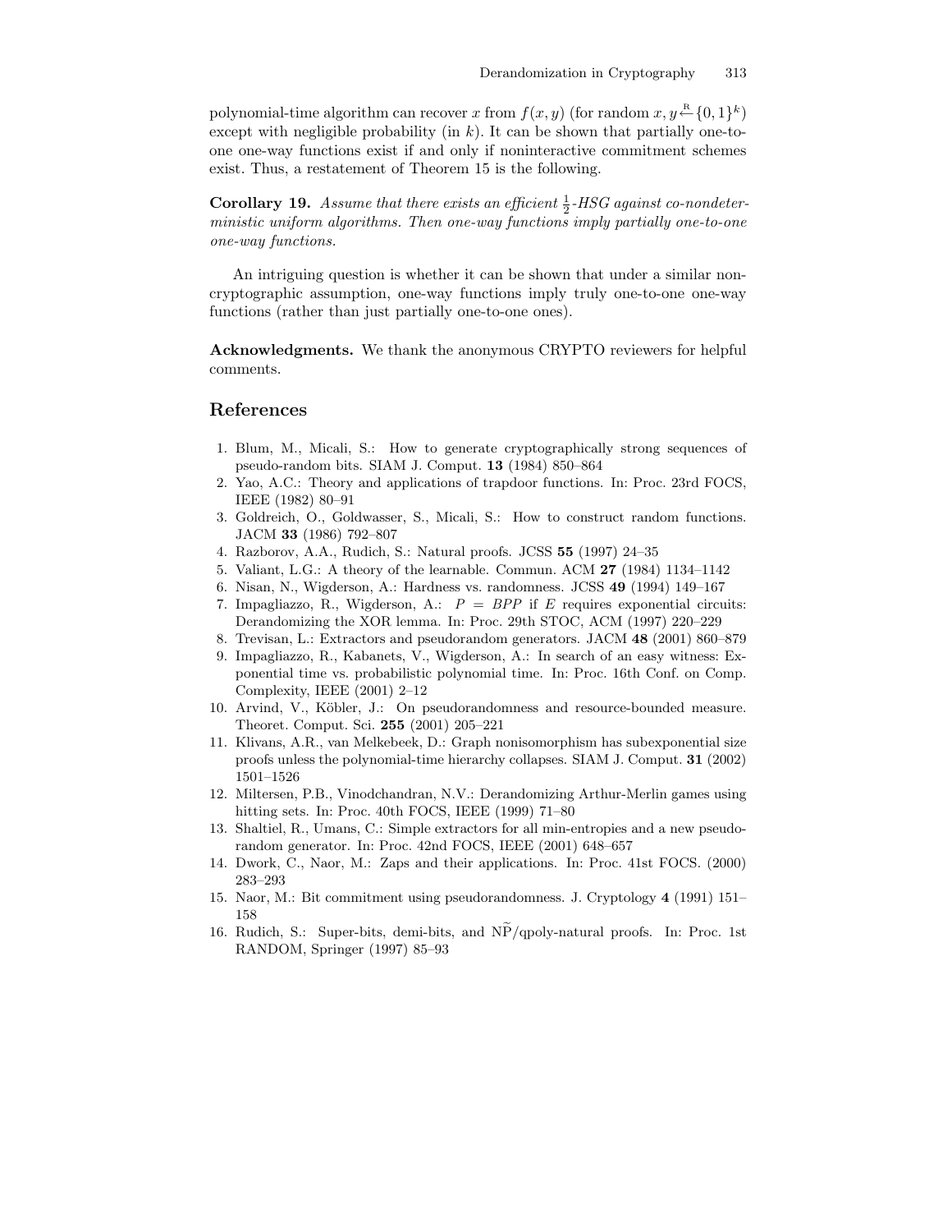polynomial-time algorithm can recover $x$ from $f(x, y)$ (for random $x, y \stackrel{R}{\leftarrow} \{0,1\}^k$) except with negligible probability (in $k$). It can be shown that partially one-to-one one-way functions exist if and only if noninteractive commitment schemes exist. Thus, a restatement of Theorem 15 is the following.

**Corollary 19.** *Assume that there exists an efficient $\frac{1}{2}$-HSG against co-nondeterministic uniform algorithms. Then one-way functions imply partially one-to-one one-way functions.*

An intriguing question is whether it can be shown that under a similar non-cryptographic assumption, one-way functions imply truly one-to-one one-way functions (rather than just partially one-to-one ones).

**Acknowledgments.** We thank the anonymous CRYPTO reviewers for helpful comments.

## References

1. Blum, M., Micali, S.: How to generate cryptographically strong sequences of pseudo-random bits. SIAM J. Comput. **13** (1984) 850–864
2. Yao, A.C.: Theory and applications of trapdoor functions. In: Proc. 23rd FOCS, IEEE (1982) 80–91
3. Goldreich, O., Goldwasser, S., Micali, S.: How to construct random functions. JACM **33** (1986) 792–807
4. Razborov, A.A., Rudich, S.: Natural proofs. JCSS **55** (1997) 24–35
5. Valiant, L.G.: A theory of the learnable. Commun. ACM **27** (1984) 1134–1142
6. Nisan, N., Wigderson, A.: Hardness vs. randomness. JCSS **49** (1994) 149–167
7. Impagliazzo, R., Wigderson, A.: $P = BPP$ if $E$ requires exponential circuits: Derandomizing the XOR lemma. In: Proc. 29th STOC, ACM (1997) 220–229
8. Trevisan, L.: Extractors and pseudorandom generators. JACM **48** (2001) 860–879
9. Impagliazzo, R., Kabanets, V., Wigderson, A.: In search of an easy witness: Exponential time vs. probabilistic polynomial time. In: Proc. 16th Conf. on Comp. Complexity, IEEE (2001) 2–12
10. Arvind, V., Köbler, J.: On pseudorandomness and resource-bounded measure. Theoret. Comput. Sci. **255** (2001) 205–221
11. Klivans, A.R., van Melkebeek, D.: Graph nonisomorphism has subexponential size proofs unless the polynomial-time hierarchy collapses. SIAM J. Comput. **31** (2002) 1501–1526
12. Miltersen, P.B., Vinodchandran, N.V.: Derandomizing Arthur-Merlin games using hitting sets. In: Proc. 40th FOCS, IEEE (1999) 71–80
13. Shaltiel, R., Umans, C.: Simple extractors for all min-entropies and a new pseudo-random generator. In: Proc. 42nd FOCS, IEEE (2001) 648–657
14. Dwork, C., Naor, M.: Zaps and their applications. In: Proc. 41st FOCS. (2000) 283–293
15. Naor, M.: Bit commitment using pseudorandomness. J. Cryptology **4** (1991) 151–158
16. Rudich, S.: Super-bits, demi-bits, and $\widetilde{\mathrm{NP}}$/qpoly-natural proofs. In: Proc. 1st RANDOM, Springer (1997) 85–93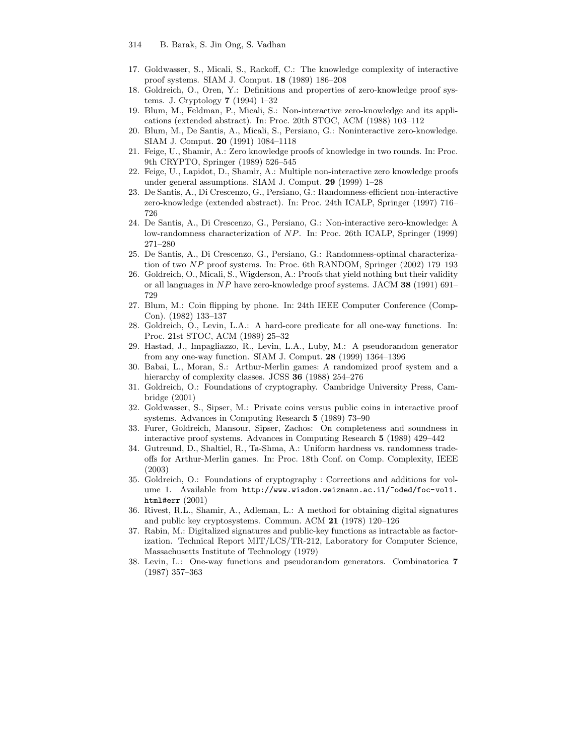17. Goldwasser, S., Micali, S., Rackoff, C.: The knowledge complexity of interactive proof systems. SIAM J. Comput. **18** (1989) 186–208
18. Goldreich, O., Oren, Y.: Definitions and properties of zero-knowledge proof systems. J. Cryptology **7** (1994) 1–32
19. Blum, M., Feldman, P., Micali, S.: Non-interactive zero-knowledge and its applications (extended abstract). In: Proc. 20th STOC, ACM (1988) 103–112
20. Blum, M., De Santis, A., Micali, S., Persiano, G.: Noninteractive zero-knowledge. SIAM J. Comput. **20** (1991) 1084–1118
21. Feige, U., Shamir, A.: Zero knowledge proofs of knowledge in two rounds. In: Proc. 9th CRYPTO, Springer (1989) 526–545
22. Feige, U., Lapidot, D., Shamir, A.: Multiple non-interactive zero knowledge proofs under general assumptions. SIAM J. Comput. **29** (1999) 1–28
23. De Santis, A., Di Crescenzo, G., Persiano, G.: Randomness-efficient non-interactive zero-knowledge (extended abstract). In: Proc. 24th ICALP, Springer (1997) 716–726
24. De Santis, A., Di Crescenzo, G., Persiano, G.: Non-interactive zero-knowledge: A low-randomness characterization of $NP$. In: Proc. 26th ICALP, Springer (1999) 271–280
25. De Santis, A., Di Crescenzo, G., Persiano, G.: Randomness-optimal characterization of two $NP$ proof systems. In: Proc. 6th RANDOM, Springer (2002) 179–193
26. Goldreich, O., Micali, S., Wigderson, A.: Proofs that yield nothing but their validity or all languages in $NP$ have zero-knowledge proof systems. JACM **38** (1991) 691–729
27. Blum, M.: Coin flipping by phone. In: 24th IEEE Computer Conference (CompCon). (1982) 133–137
28. Goldreich, O., Levin, L.A.: A hard-core predicate for all one-way functions. In: Proc. 21st STOC, ACM (1989) 25–32
29. Hastad, J., Impagliazzo, R., Levin, L.A., Luby, M.: A pseudorandom generator from any one-way function. SIAM J. Comput. **28** (1999) 1364–1396
30. Babai, L., Moran, S.: Arthur-Merlin games: A randomized proof system and a hierarchy of complexity classes. JCSS **36** (1988) 254–276
31. Goldreich, O.: Foundations of cryptography. Cambridge University Press, Cambridge (2001)
32. Goldwasser, S., Sipser, M.: Private coins versus public coins in interactive proof systems. Advances in Computing Research **5** (1989) 73–90
33. Furer, Goldreich, Mansour, Sipser, Zachos: On completeness and soundness in interactive proof systems. Advances in Computing Research **5** (1989) 429–442
34. Gutreund, D., Shaltiel, R., Ta-Shma, A.: Uniform hardness vs. randomness tradeoffs for Arthur-Merlin games. In: Proc. 18th Conf. on Comp. Complexity, IEEE (2003)
35. Goldreich, O.: Foundations of cryptography : Corrections and additions for volume 1. Available from `http://www.wisdom.weizmann.ac.il/~oded/foc-vol1.html#err` (2001)
36. Rivest, R.L., Shamir, A., Adleman, L.: A method for obtaining digital signatures and public key cryptosystems. Commun. ACM **21** (1978) 120–126
37. Rabin, M.: Digitalized signatures and public-key functions as intractable as factorization. Technical Report MIT/LCS/TR-212, Laboratory for Computer Science, Massachusetts Institute of Technology (1979)
38. Levin, L.: One-way functions and pseudorandom generators. Combinatorica **7** (1987) 357–363